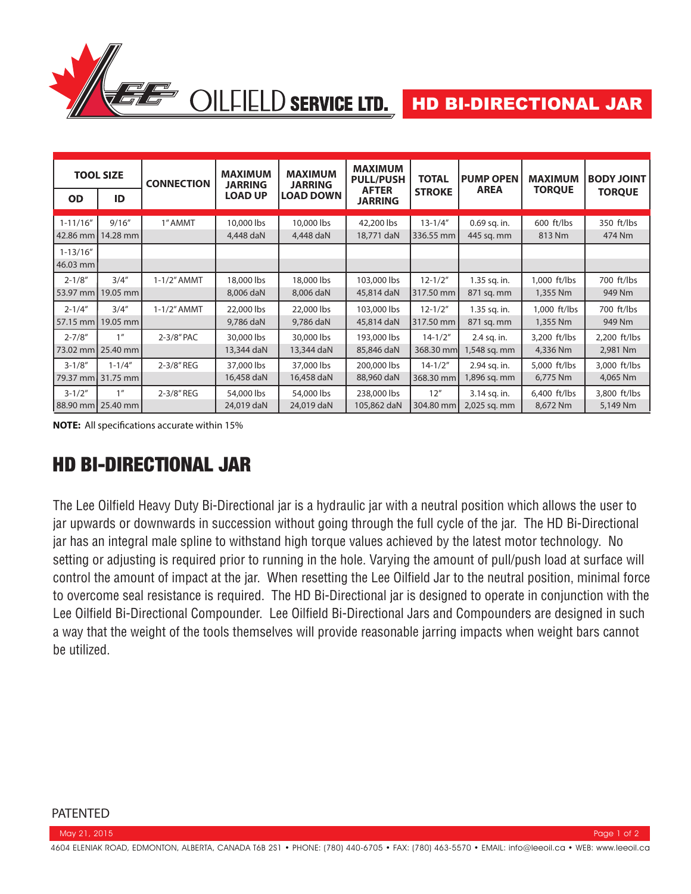# HD BI-DIRECTIONAL JAR

| TOOL SIZE | | CONNECTION | MAXIMUM JARRING LOAD UP | MAXIMUM JARRING LOAD DOWN | MAXIMUM PULL/PUSH AFTER JARRING | TOTAL STROKE | PUMP OPEN AREA | MAXIMUM TORQUE | BODY JOINT TORQUE |
|---|---|---|---|---|---|---|---|---|---|
| OD | ID | | | | | | | | |
| 1-11/16″ 42.86 mm | 9/16″ 14.28 mm | 1″ AMMT | 10,000 lbs 4,448 daN | 10,000 lbs 4,448 daN | 42,200 lbs 18,771 daN | 13-1/4″ 336.55 mm | 0.69 sq. in. 445 sq. mm | 600 ft/lbs 813 Nm | 350 ft/lbs 474 Nm |
| 1-13/16″ 46.03 mm | | | | | | | | | |
| 2-1/8″ 53.97 mm | 3/4″ 19.05 mm | 1-1/2″ AMMT | 18,000 lbs 8,006 daN | 18,000 lbs 8,006 daN | 103,000 lbs 45,814 daN | 12-1/2″ 317.50 mm | 1.35 sq. in. 871 sq. mm | 1,000 ft/lbs 1,355 Nm | 700 ft/lbs 949 Nm |
| 2-1/4″ 57.15 mm | 3/4″ 19.05 mm | 1-1/2″ AMMT | 22,000 lbs 9,786 daN | 22,000 lbs 9,786 daN | 103,000 lbs 45,814 daN | 12-1/2″ 317.50 mm | 1.35 sq. in. 871 sq. mm | 1,000 ft/lbs 1,355 Nm | 700 ft/lbs 949 Nm |
| 2-7/8″ 73.02 mm | 1″ 25.40 mm | 2-3/8″ PAC | 30,000 lbs 13,344 daN | 30,000 lbs 13,344 daN | 193,000 lbs 85,846 daN | 14-1/2″ 368.30 mm | 2.4 sq. in. 1,548 sq. mm | 3,200 ft/lbs 4,336 Nm | 2,200 ft/lbs 2,981 Nm |
| 3-1/8″ 79.37 mm | 1-1/4″ 31.75 mm | 2-3/8″ REG | 37,000 lbs 16,458 daN | 37,000 lbs 16,458 daN | 200,000 lbs 88,960 daN | 14-1/2″ 368.30 mm | 2.94 sq. in. 1,896 sq. mm | 5,000 ft/lbs 6,775 Nm | 3,000 ft/lbs 4,065 Nm |
| 3-1/2″ 88.90 mm | 1″ 25.40 mm | 2-3/8″ REG | 54,000 lbs 24,019 daN | 54,000 lbs 24,019 daN | 238,000 lbs 105,862 daN | 12″ 304.80 mm | 3.14 sq. in. 2,025 sq. mm | 6,400 ft/lbs 8,672 Nm | 3,800 ft/lbs 5,149 Nm |

**NOTE:** All specifications accurate within 15%

## HD BI-DIRECTIONAL JAR

The Lee Oilfield Heavy Duty Bi-Directional jar is a hydraulic jar with a neutral position which allows the user to jar upwards or downwards in succession without going through the full cycle of the jar. The HD Bi-Directional jar has an integral male spline to withstand high torque values achieved by the latest motor technology. No setting or adjusting is required prior to running in the hole. Varying the amount of pull/push load at surface will control the amount of impact at the jar. When resetting the Lee Oilfield Jar to the neutral position, minimal force to overcome seal resistance is required. The HD Bi-Directional jar is designed to operate in conjunction with the Lee Oilfield Bi-Directional Compounder. Lee Oilfield Bi-Directional Jars and Compounders are designed in such a way that the weight of the tools themselves will provide reasonable jarring impacts when weight bars cannot be utilized.

PATENTED

May 21, 2015

4604 ELENIAK ROAD, EDMONTON, ALBERTA, CANADA T6B 2S1 • PHONE: (780) 440-6705 • FAX: (780) 463-5570 • EMAIL: info@leeoil.ca • WEB: www.leeoil.ca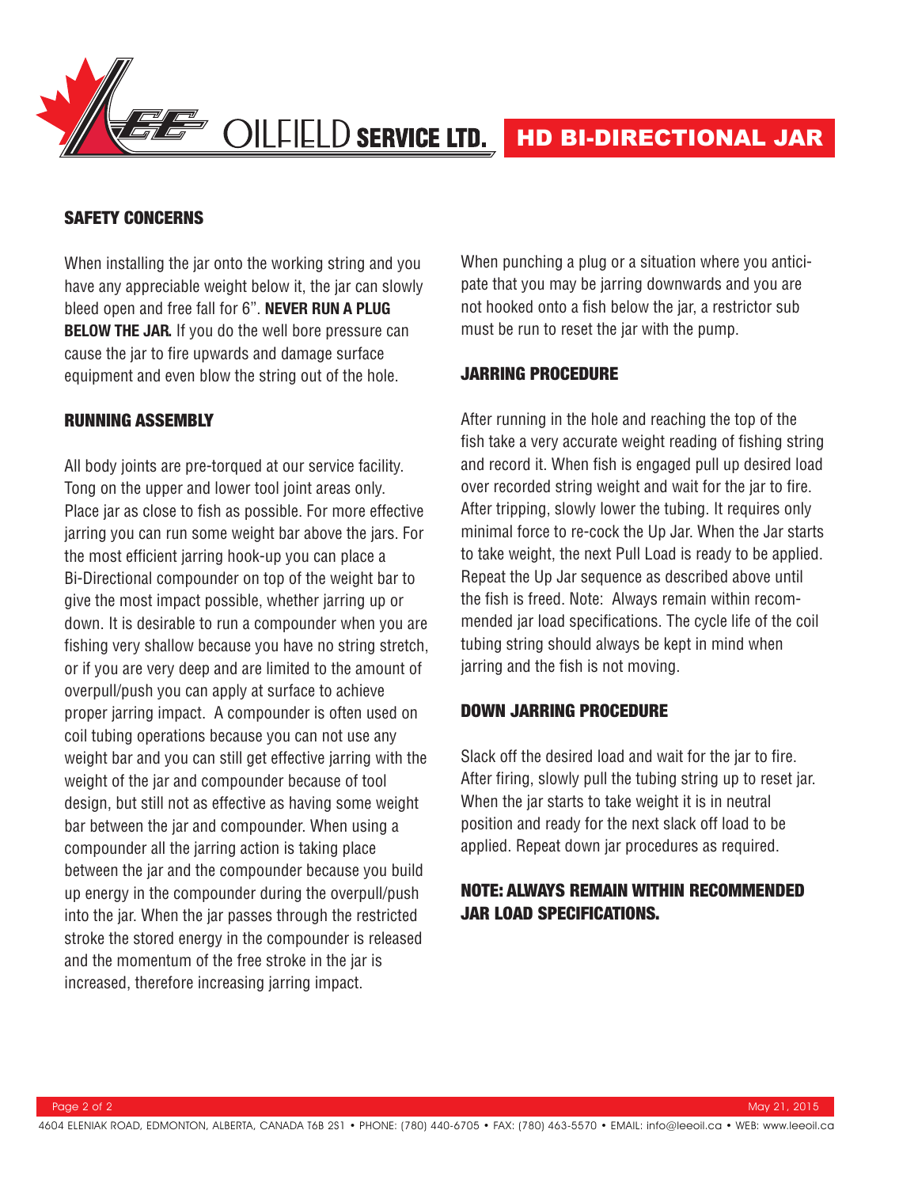# HD BI-DIRECTIONAL JAR

## SAFETY CONCERNS

When installing the jar onto the working string and you have any appreciable weight below it, the jar can slowly bleed open and free fall for 6". **NEVER RUN A PLUG BELOW THE JAR.** If you do the well bore pressure can cause the jar to fire upwards and damage surface equipment and even blow the string out of the hole.

## RUNNING ASSEMBLY

All body joints are pre-torqued at our service facility. Tong on the upper and lower tool joint areas only. Place jar as close to fish as possible. For more effective jarring you can run some weight bar above the jars. For the most efficient jarring hook-up you can place a Bi-Directional compounder on top of the weight bar to give the most impact possible, whether jarring up or down. It is desirable to run a compounder when you are fishing very shallow because you have no string stretch, or if you are very deep and are limited to the amount of overpull/push you can apply at surface to achieve proper jarring impact. A compounder is often used on coil tubing operations because you can not use any weight bar and you can still get effective jarring with the weight of the jar and compounder because of tool design, but still not as effective as having some weight bar between the jar and compounder. When using a compounder all the jarring action is taking place between the jar and the compounder because you build up energy in the compounder during the overpull/push into the jar. When the jar passes through the restricted stroke the stored energy in the compounder is released and the momentum of the free stroke in the jar is increased, therefore increasing jarring impact.

When punching a plug or a situation where you anticipate that you may be jarring downwards and you are not hooked onto a fish below the jar, a restrictor sub must be run to reset the jar with the pump.

## JARRING PROCEDURE

After running in the hole and reaching the top of the fish take a very accurate weight reading of fishing string and record it. When fish is engaged pull up desired load over recorded string weight and wait for the jar to fire. After tripping, slowly lower the tubing. It requires only minimal force to re-cock the Up Jar. When the Jar starts to take weight, the next Pull Load is ready to be applied. Repeat the Up Jar sequence as described above until the fish is freed. Note: Always remain within recommended jar load specifications. The cycle life of the coil tubing string should always be kept in mind when jarring and the fish is not moving.

## DOWN JARRING PROCEDURE

Slack off the desired load and wait for the jar to fire. After firing, slowly pull the tubing string up to reset jar. When the jar starts to take weight it is in neutral position and ready for the next slack off load to be applied. Repeat down jar procedures as required.

**NOTE: ALWAYS REMAIN WITHIN RECOMMENDED JAR LOAD SPECIFICATIONS.**